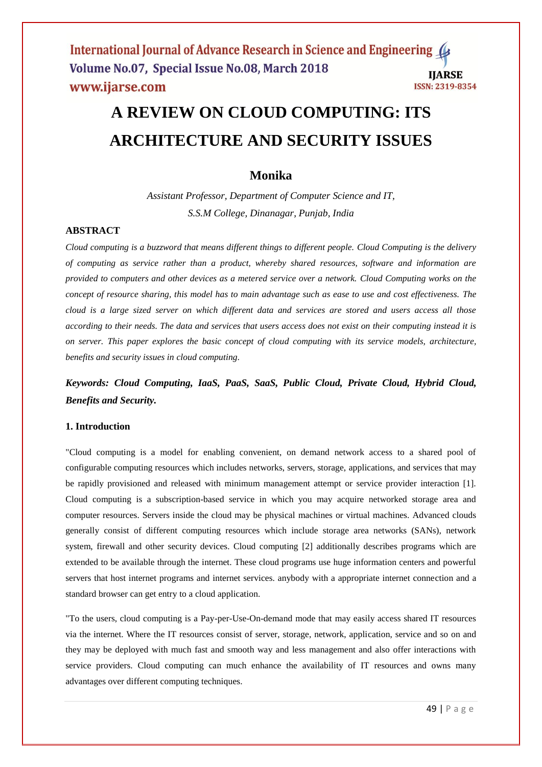# A REVIEW ON CLOUD COMPUTING: ITS ARCHITECTURE AND SECURITY ISSUES

## Monika

*Assistant Professor, Department of Computer Science and IT,*
*S.S.M College, Dinanagar, Punjab, India*

### ABSTRACT

*Cloud computing is a buzzword that means different things to different people. Cloud Computing is the delivery of computing as service rather than a product, whereby shared resources, software and information are provided to computers and other devices as a metered service over a network. Cloud Computing works on the concept of resource sharing, this model has to main advantage such as ease to use and cost effectiveness. The cloud is a large sized server on which different data and services are stored and users access all those according to their needs. The data and services that users access does not exist on their computing instead it is on server. This paper explores the basic concept of cloud computing with its service models, architecture, benefits and security issues in cloud computing.*

***Keywords: Cloud Computing, IaaS, PaaS, SaaS, Public Cloud, Private Cloud, Hybrid Cloud, Benefits and Security.***

### 1. Introduction

"Cloud computing is a model for enabling convenient, on demand network access to a shared pool of configurable computing resources which includes networks, servers, storage, applications, and services that may be rapidly provisioned and released with minimum management attempt or service provider interaction [1]. Cloud computing is a subscription-based service in which you may acquire networked storage area and computer resources. Servers inside the cloud may be physical machines or virtual machines. Advanced clouds generally consist of different computing resources which include storage area networks (SANs), network system, firewall and other security devices. Cloud computing [2] additionally describes programs which are extended to be available through the internet. These cloud programs use huge information centers and powerful servers that host internet programs and internet services. anybody with a appropriate internet connection and a standard browser can get entry to a cloud application.

"To the users, cloud computing is a Pay-per-Use-On-demand mode that may easily access shared IT resources via the internet. Where the IT resources consist of server, storage, network, application, service and so on and they may be deployed with much fast and smooth way and less management and also offer interactions with service providers. Cloud computing can much enhance the availability of IT resources and owns many advantages over different computing techniques.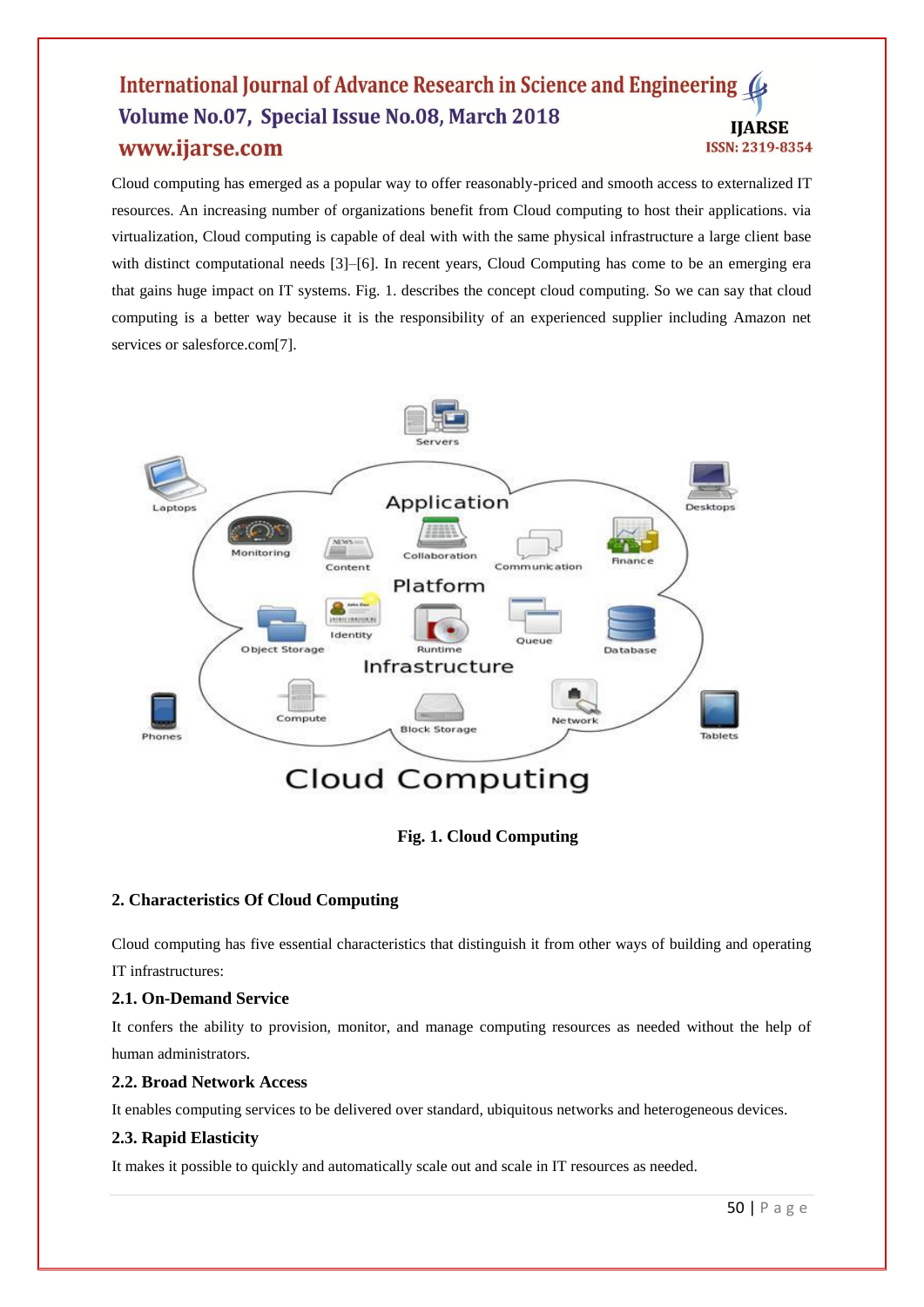Cloud computing has emerged as a popular way to offer reasonably-priced and smooth access to externalized IT resources. An increasing number of organizations benefit from Cloud computing to host their applications. via virtualization, Cloud computing is capable of deal with with the same physical infrastructure a large client base with distinct computational needs [3]–[6]. In recent years, Cloud Computing has come to be an emerging era that gains huge impact on IT systems. Fig. 1. describes the concept cloud computing. So we can say that cloud computing is a better way because it is the responsibility of an experienced supplier including Amazon net services or salesforce.com[7].

**Fig. 1. Cloud Computing**

## 2. Characteristics Of Cloud Computing

Cloud computing has five essential characteristics that distinguish it from other ways of building and operating IT infrastructures:

### 2.1. On-Demand Service

It confers the ability to provision, monitor, and manage computing resources as needed without the help of human administrators.

### 2.2. Broad Network Access

It enables computing services to be delivered over standard, ubiquitous networks and heterogeneous devices.

### 2.3. Rapid Elasticity

It makes it possible to quickly and automatically scale out and scale in IT resources as needed.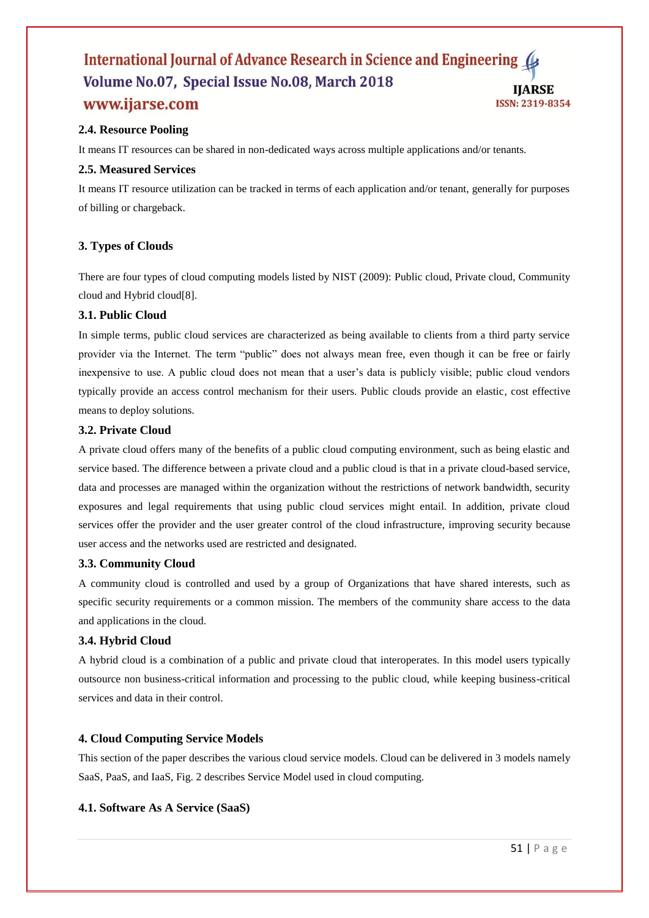### 2.4. Resource Pooling

It means IT resources can be shared in non-dedicated ways across multiple applications and/or tenants.

### 2.5. Measured Services

It means IT resource utilization can be tracked in terms of each application and/or tenant, generally for purposes of billing or chargeback.

## 3. Types of Clouds

There are four types of cloud computing models listed by NIST (2009): Public cloud, Private cloud, Community cloud and Hybrid cloud[8].

### 3.1. Public Cloud

In simple terms, public cloud services are characterized as being available to clients from a third party service provider via the Internet. The term "public" does not always mean free, even though it can be free or fairly inexpensive to use. A public cloud does not mean that a user's data is publicly visible; public cloud vendors typically provide an access control mechanism for their users. Public clouds provide an elastic, cost effective means to deploy solutions.

### 3.2. Private Cloud

A private cloud offers many of the benefits of a public cloud computing environment, such as being elastic and service based. The difference between a private cloud and a public cloud is that in a private cloud-based service, data and processes are managed within the organization without the restrictions of network bandwidth, security exposures and legal requirements that using public cloud services might entail. In addition, private cloud services offer the provider and the user greater control of the cloud infrastructure, improving security because user access and the networks used are restricted and designated.

### 3.3. Community Cloud

A community cloud is controlled and used by a group of Organizations that have shared interests, such as specific security requirements or a common mission. The members of the community share access to the data and applications in the cloud.

### 3.4. Hybrid Cloud

A hybrid cloud is a combination of a public and private cloud that interoperates. In this model users typically outsource non business-critical information and processing to the public cloud, while keeping business-critical services and data in their control.

## 4. Cloud Computing Service Models

This section of the paper describes the various cloud service models. Cloud can be delivered in 3 models namely SaaS, PaaS, and IaaS, Fig. 2 describes Service Model used in cloud computing.

### 4.1. Software As A Service (SaaS)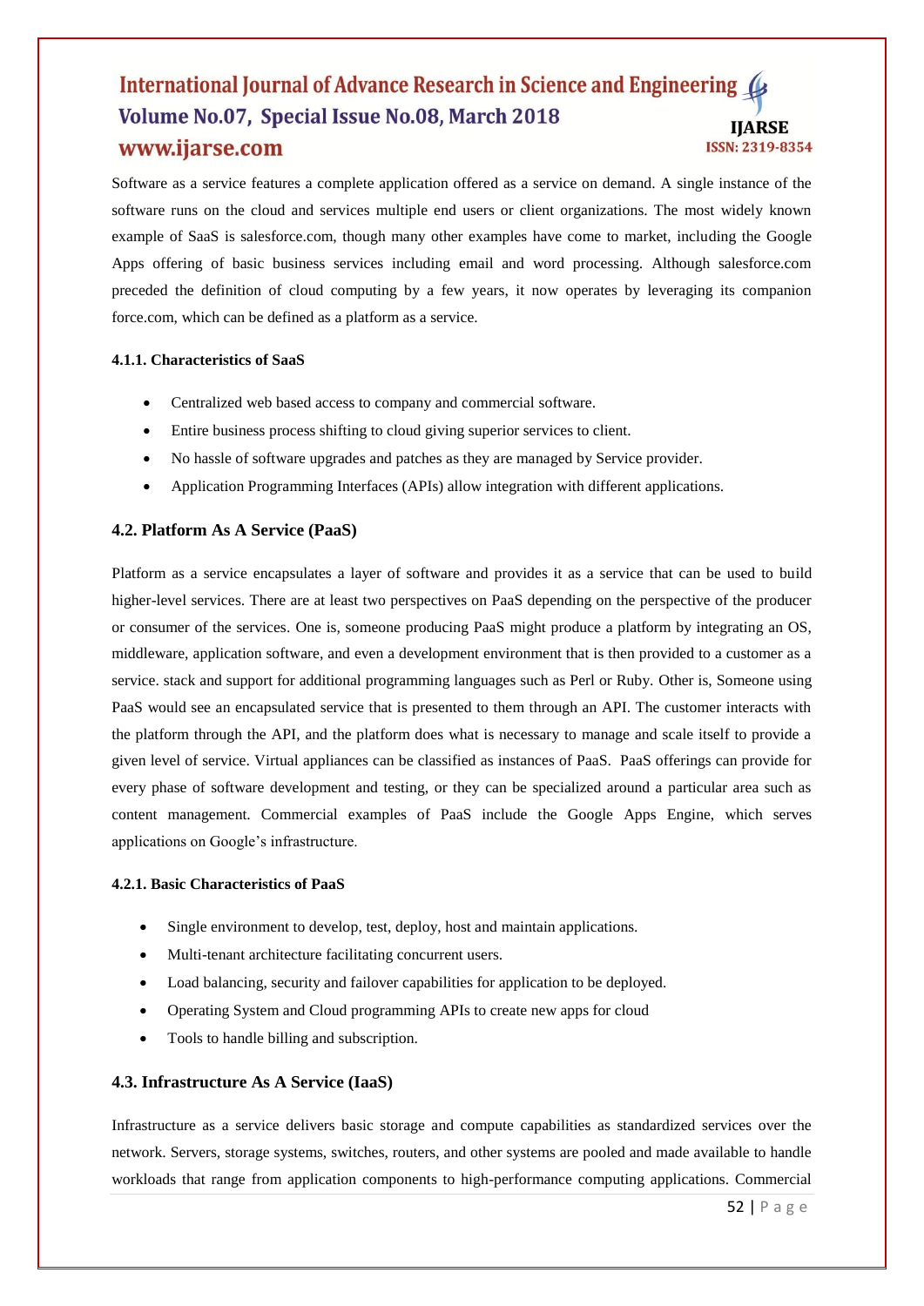Software as a service features a complete application offered as a service on demand. A single instance of the software runs on the cloud and services multiple end users or client organizations. The most widely known example of SaaS is salesforce.com, though many other examples have come to market, including the Google Apps offering of basic business services including email and word processing. Although salesforce.com preceded the definition of cloud computing by a few years, it now operates by leveraging its companion force.com, which can be defined as a platform as a service.

#### 4.1.1. Characteristics of SaaS

- Centralized web based access to company and commercial software.
- Entire business process shifting to cloud giving superior services to client.
- No hassle of software upgrades and patches as they are managed by Service provider.
- Application Programming Interfaces (APIs) allow integration with different applications.

### 4.2. Platform As A Service (PaaS)

Platform as a service encapsulates a layer of software and provides it as a service that can be used to build higher-level services. There are at least two perspectives on PaaS depending on the perspective of the producer or consumer of the services. One is, someone producing PaaS might produce a platform by integrating an OS, middleware, application software, and even a development environment that is then provided to a customer as a service. stack and support for additional programming languages such as Perl or Ruby. Other is, Someone using PaaS would see an encapsulated service that is presented to them through an API. The customer interacts with the platform through the API, and the platform does what is necessary to manage and scale itself to provide a given level of service. Virtual appliances can be classified as instances of PaaS. PaaS offerings can provide for every phase of software development and testing, or they can be specialized around a particular area such as content management. Commercial examples of PaaS include the Google Apps Engine, which serves applications on Google's infrastructure.

#### 4.2.1. Basic Characteristics of PaaS

- Single environment to develop, test, deploy, host and maintain applications.
- Multi-tenant architecture facilitating concurrent users.
- Load balancing, security and failover capabilities for application to be deployed.
- Operating System and Cloud programming APIs to create new apps for cloud
- Tools to handle billing and subscription.

### 4.3. Infrastructure As A Service (IaaS)

Infrastructure as a service delivers basic storage and compute capabilities as standardized services over the network. Servers, storage systems, switches, routers, and other systems are pooled and made available to handle workloads that range from application components to high-performance computing applications. Commercial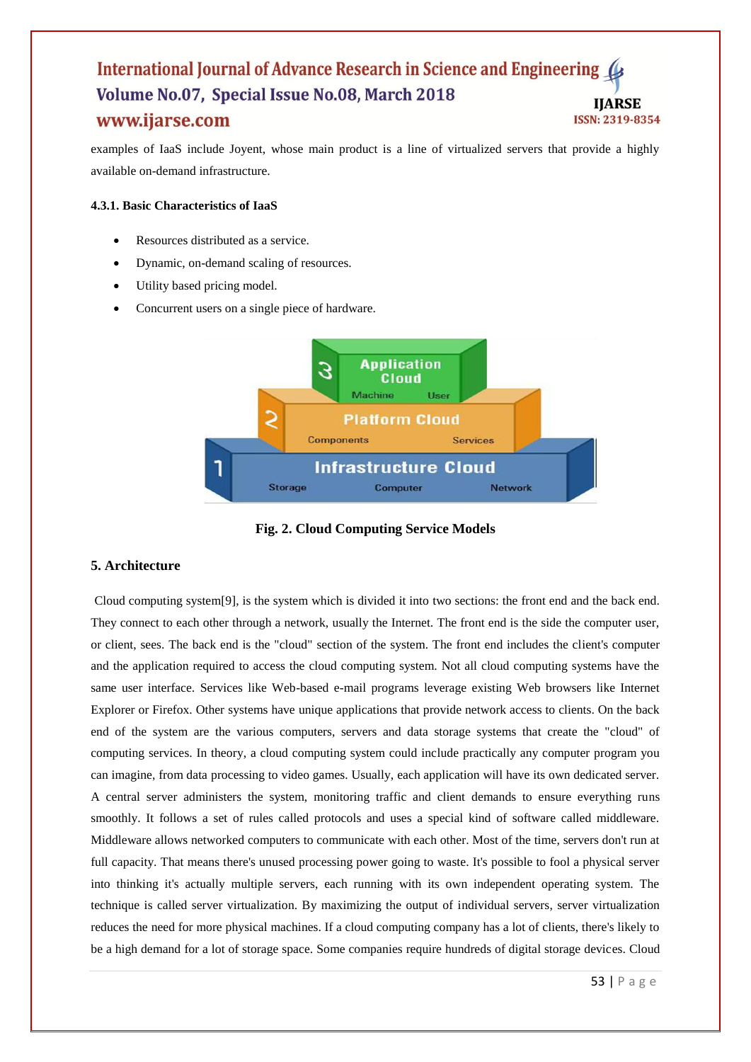examples of IaaS include Joyent, whose main product is a line of virtualized servers that provide a highly available on-demand infrastructure.

#### 4.3.1. Basic Characteristics of IaaS

- Resources distributed as a service.
- Dynamic, on-demand scaling of resources.
- Utility based pricing model.
- Concurrent users on a single piece of hardware.

**Fig. 2. Cloud Computing Service Models**

## 5. Architecture

Cloud computing system[9], is the system which is divided it into two sections: the front end and the back end. They connect to each other through a network, usually the Internet. The front end is the side the computer user, or client, sees. The back end is the "cloud" section of the system. The front end includes the client's computer and the application required to access the cloud computing system. Not all cloud computing systems have the same user interface. Services like Web-based e-mail programs leverage existing Web browsers like Internet Explorer or Firefox. Other systems have unique applications that provide network access to clients. On the back end of the system are the various computers, servers and data storage systems that create the "cloud" of computing services. In theory, a cloud computing system could include practically any computer program you can imagine, from data processing to video games. Usually, each application will have its own dedicated server. A central server administers the system, monitoring traffic and client demands to ensure everything runs smoothly. It follows a set of rules called protocols and uses a special kind of software called middleware. Middleware allows networked computers to communicate with each other. Most of the time, servers don't run at full capacity. That means there's unused processing power going to waste. It's possible to fool a physical server into thinking it's actually multiple servers, each running with its own independent operating system. The technique is called server virtualization. By maximizing the output of individual servers, server virtualization reduces the need for more physical machines. If a cloud computing company has a lot of clients, there's likely to be a high demand for a lot of storage space. Some companies require hundreds of digital storage devices. Cloud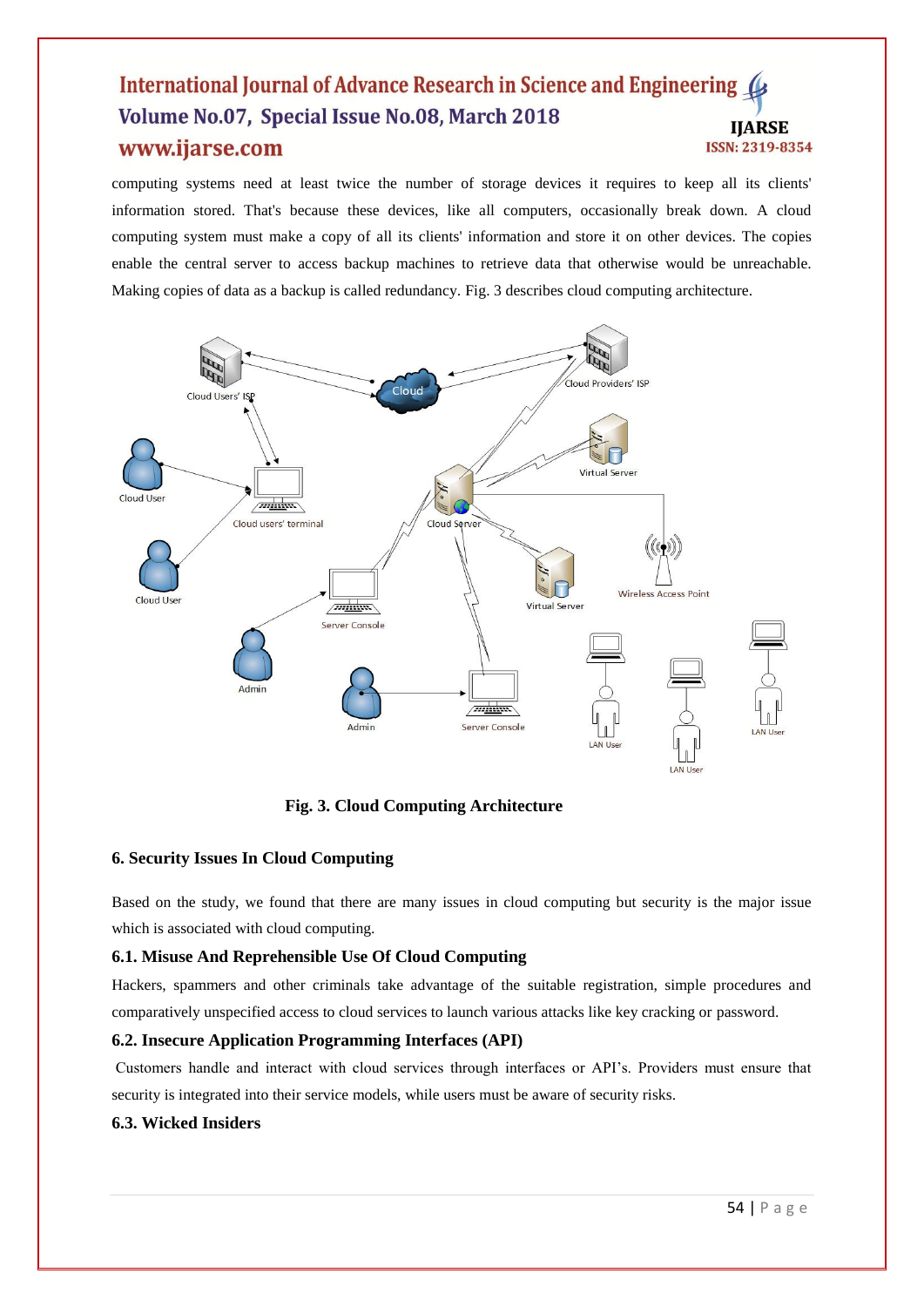computing systems need at least twice the number of storage devices it requires to keep all its clients' information stored. That's because these devices, like all computers, occasionally break down. A cloud computing system must make a copy of all its clients' information and store it on other devices. The copies enable the central server to access backup machines to retrieve data that otherwise would be unreachable. Making copies of data as a backup is called redundancy. Fig. 3 describes cloud computing architecture.

**Fig. 3. Cloud Computing Architecture**

### 6. Security Issues In Cloud Computing

Based on the study, we found that there are many issues in cloud computing but security is the major issue which is associated with cloud computing.

#### 6.1. Misuse And Reprehensible Use Of Cloud Computing

Hackers, spammers and other criminals take advantage of the suitable registration, simple procedures and comparatively unspecified access to cloud services to launch various attacks like key cracking or password.

#### 6.2. Insecure Application Programming Interfaces (API)

Customers handle and interact with cloud services through interfaces or API's. Providers must ensure that security is integrated into their service models, while users must be aware of security risks.

#### 6.3. Wicked Insiders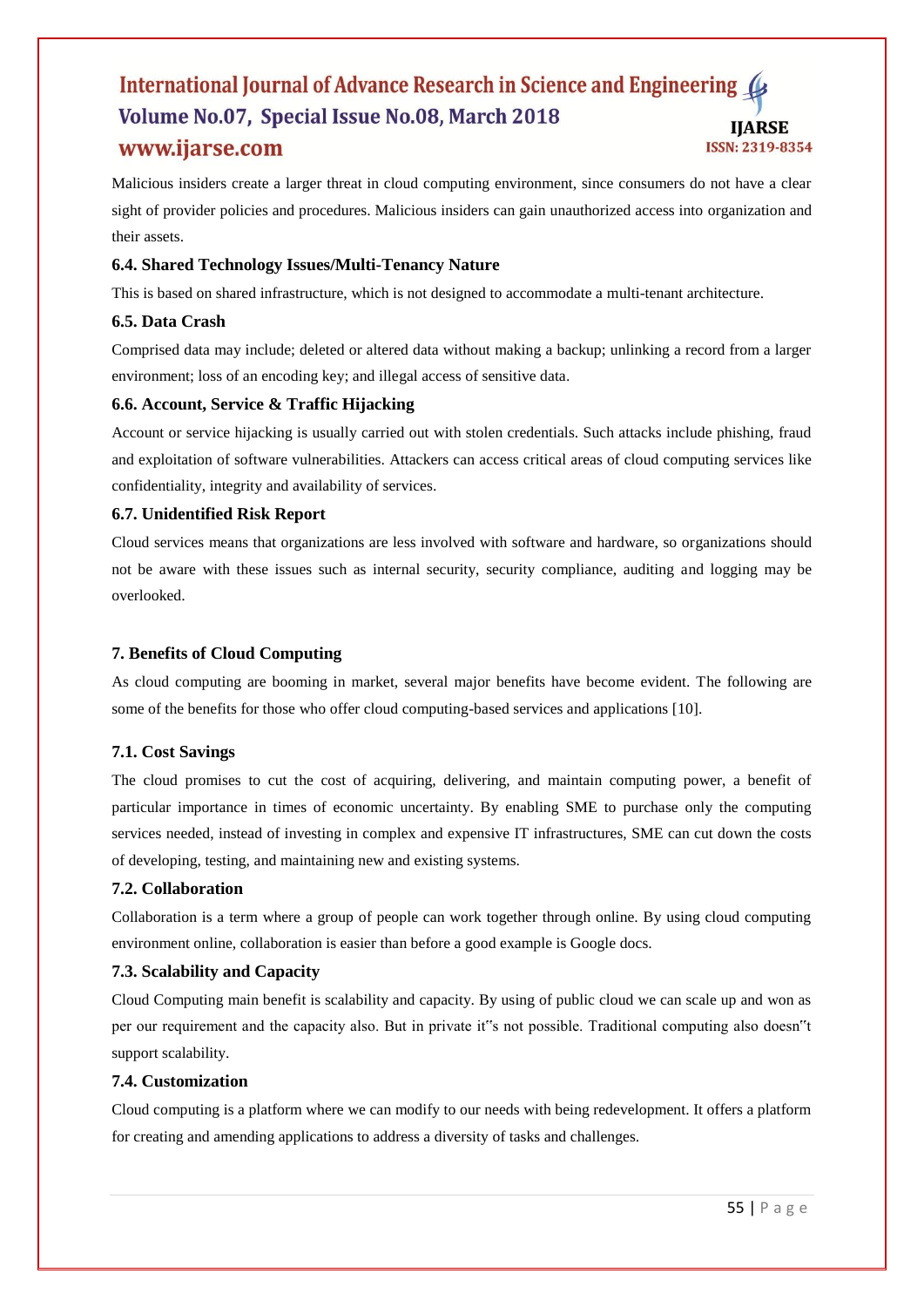Malicious insiders create a larger threat in cloud computing environment, since consumers do not have a clear sight of provider policies and procedures. Malicious insiders can gain unauthorized access into organization and their assets.

### 6.4. Shared Technology Issues/Multi-Tenancy Nature

This is based on shared infrastructure, which is not designed to accommodate a multi-tenant architecture.

### 6.5. Data Crash

Comprised data may include; deleted or altered data without making a backup; unlinking a record from a larger environment; loss of an encoding key; and illegal access of sensitive data.

### 6.6. Account, Service & Traffic Hijacking

Account or service hijacking is usually carried out with stolen credentials. Such attacks include phishing, fraud and exploitation of software vulnerabilities. Attackers can access critical areas of cloud computing services like confidentiality, integrity and availability of services.

### 6.7. Unidentified Risk Report

Cloud services means that organizations are less involved with software and hardware, so organizations should not be aware with these issues such as internal security, security compliance, auditing and logging may be overlooked.

## 7. Benefits of Cloud Computing

As cloud computing are booming in market, several major benefits have become evident. The following are some of the benefits for those who offer cloud computing-based services and applications [10].

### 7.1. Cost Savings

The cloud promises to cut the cost of acquiring, delivering, and maintain computing power, a benefit of particular importance in times of economic uncertainty. By enabling SME to purchase only the computing services needed, instead of investing in complex and expensive IT infrastructures, SME can cut down the costs of developing, testing, and maintaining new and existing systems.

### 7.2. Collaboration

Collaboration is a term where a group of people can work together through online. By using cloud computing environment online, collaboration is easier than before a good example is Google docs.

### 7.3. Scalability and Capacity

Cloud Computing main benefit is scalability and capacity. By using of public cloud we can scale up and won as per our requirement and the capacity also. But in private it"s not possible. Traditional computing also doesn"t support scalability.

### 7.4. Customization

Cloud computing is a platform where we can modify to our needs with being redevelopment. It offers a platform for creating and amending applications to address a diversity of tasks and challenges.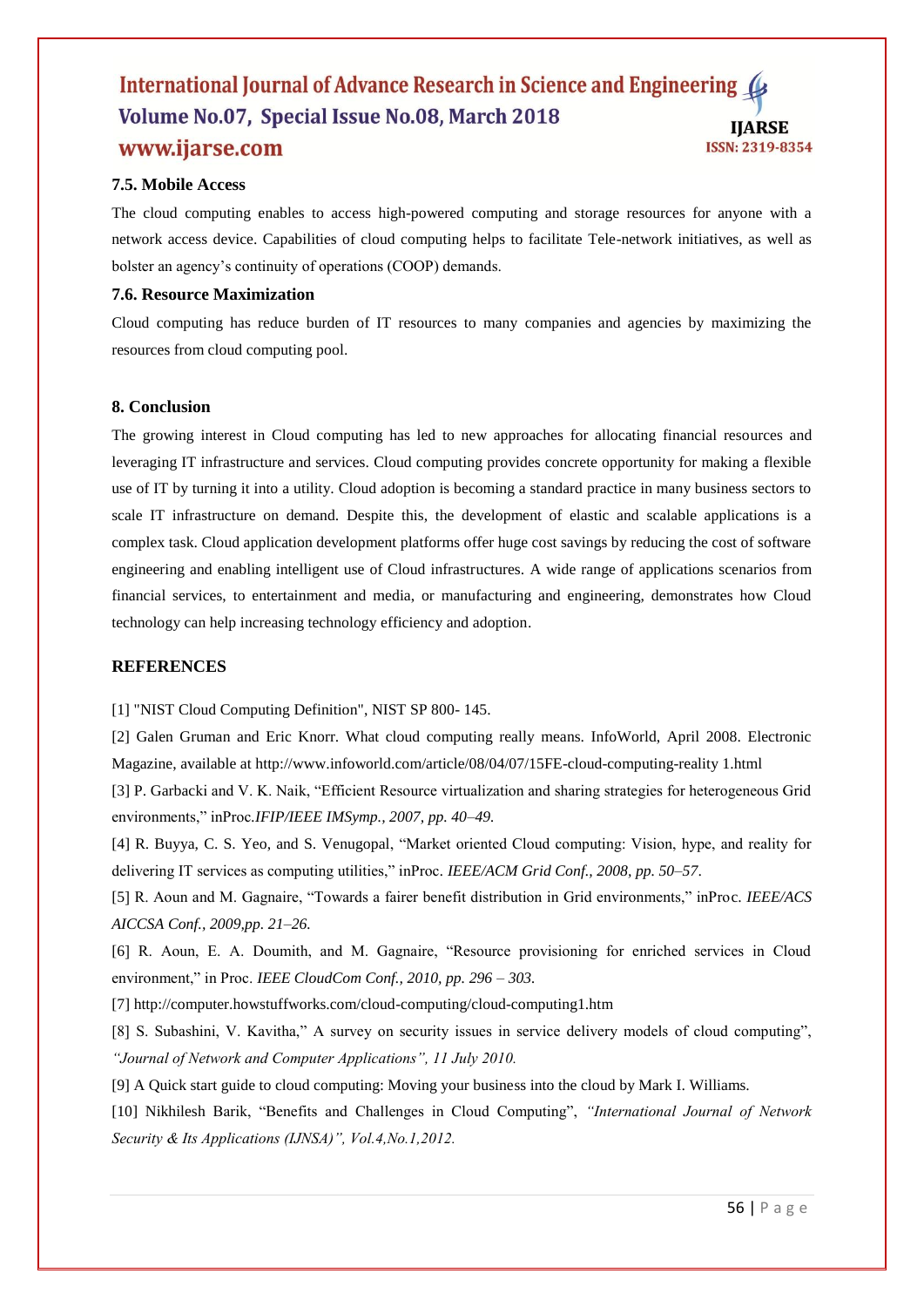### 7.5. Mobile Access

The cloud computing enables to access high-powered computing and storage resources for anyone with a network access device. Capabilities of cloud computing helps to facilitate Tele-network initiatives, as well as bolster an agency's continuity of operations (COOP) demands.

### 7.6. Resource Maximization

Cloud computing has reduce burden of IT resources to many companies and agencies by maximizing the resources from cloud computing pool.

## 8. Conclusion

The growing interest in Cloud computing has led to new approaches for allocating financial resources and leveraging IT infrastructure and services. Cloud computing provides concrete opportunity for making a flexible use of IT by turning it into a utility. Cloud adoption is becoming a standard practice in many business sectors to scale IT infrastructure on demand. Despite this, the development of elastic and scalable applications is a complex task. Cloud application development platforms offer huge cost savings by reducing the cost of software engineering and enabling intelligent use of Cloud infrastructures. A wide range of applications scenarios from financial services, to entertainment and media, or manufacturing and engineering, demonstrates how Cloud technology can help increasing technology efficiency and adoption.

## REFERENCES

[1] "NIST Cloud Computing Definition", NIST SP 800- 145.

[2] Galen Gruman and Eric Knorr. What cloud computing really means. InfoWorld, April 2008. Electronic Magazine, available at http://www.infoworld.com/article/08/04/07/15FE-cloud-computing-reality 1.html

[3] P. Garbacki and V. K. Naik, "Efficient Resource virtualization and sharing strategies for heterogeneous Grid environments," inProc.*IFIP/IEEE IMSymp., 2007, pp. 40–49.*

[4] R. Buyya, C. S. Yeo, and S. Venugopal, "Market oriented Cloud computing: Vision, hype, and reality for delivering IT services as computing utilities," inProc. *IEEE/ACM Grid Conf., 2008, pp. 50–57.*

[5] R. Aoun and M. Gagnaire, "Towards a fairer benefit distribution in Grid environments," inProc. *IEEE/ACS AICCSA Conf., 2009,pp. 21–26.*

[6] R. Aoun, E. A. Doumith, and M. Gagnaire, "Resource provisioning for enriched services in Cloud environment," in Proc. *IEEE CloudCom Conf., 2010, pp. 296 – 303.*

[7] http://computer.howstuffworks.com/cloud-computing/cloud-computing1.htm

[8] S. Subashini, V. Kavitha," A survey on security issues in service delivery models of cloud computing", *"Journal of Network and Computer Applications", 11 July 2010.*

[9] A Quick start guide to cloud computing: Moving your business into the cloud by Mark I. Williams.

[10] Nikhilesh Barik, "Benefits and Challenges in Cloud Computing", *"International Journal of Network Security & Its Applications (IJNSA)", Vol.4,No.1,2012.*